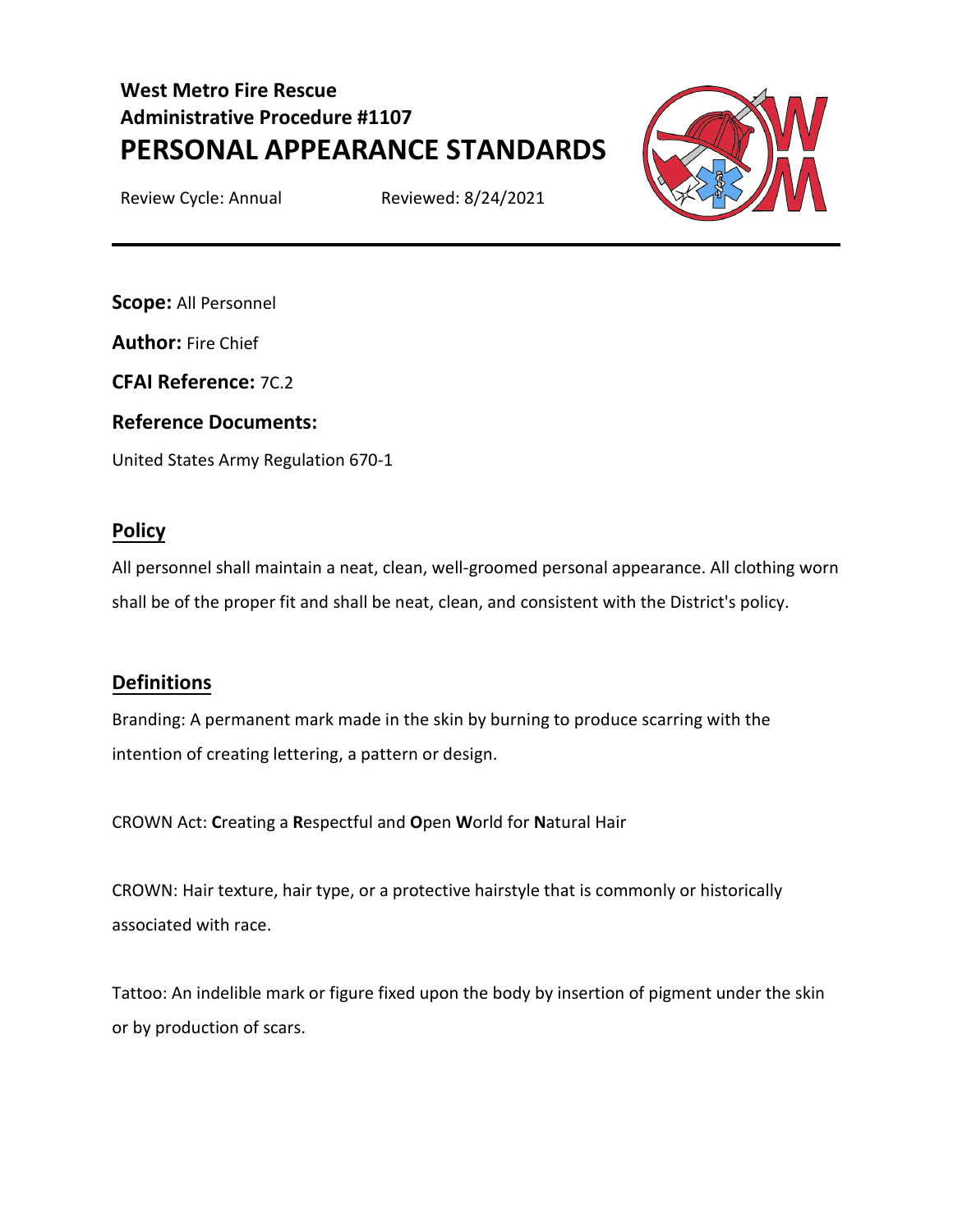# West Metro Fire Rescue
## Administrative Procedure #1107
# PERSONAL APPEARANCE STANDARDS

Review Cycle: Annual Reviewed: 8/24/2021

---

**Scope:** All Personnel

**Author:** Fire Chief

**CFAI Reference:** 7C.2

**Reference Documents:**

United States Army Regulation 670-1

## Policy

All personnel shall maintain a neat, clean, well-groomed personal appearance. All clothing worn shall be of the proper fit and shall be neat, clean, and consistent with the District's policy.

## Definitions

Branding: A permanent mark made in the skin by burning to produce scarring with the intention of creating lettering, a pattern or design.

CROWN Act: **C**reating a **R**espectful and **O**pen **W**orld for **N**atural Hair

CROWN: Hair texture, hair type, or a protective hairstyle that is commonly or historically associated with race.

Tattoo: An indelible mark or figure fixed upon the body by insertion of pigment under the skin or by production of scars.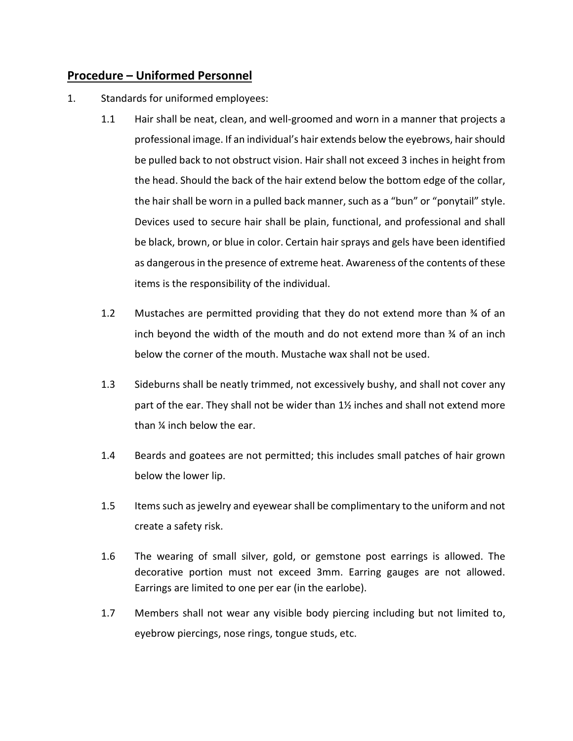## Procedure – Uniformed Personnel

1. Standards for uniformed employees:

    1.1 Hair shall be neat, clean, and well-groomed and worn in a manner that projects a professional image. If an individual's hair extends below the eyebrows, hair should be pulled back to not obstruct vision. Hair shall not exceed 3 inches in height from the head. Should the back of the hair extend below the bottom edge of the collar, the hair shall be worn in a pulled back manner, such as a "bun" or "ponytail" style. Devices used to secure hair shall be plain, functional, and professional and shall be black, brown, or blue in color. Certain hair sprays and gels have been identified as dangerous in the presence of extreme heat. Awareness of the contents of these items is the responsibility of the individual.

    1.2 Mustaches are permitted providing that they do not extend more than ¾ of an inch beyond the width of the mouth and do not extend more than ¾ of an inch below the corner of the mouth. Mustache wax shall not be used.

    1.3 Sideburns shall be neatly trimmed, not excessively bushy, and shall not cover any part of the ear. They shall not be wider than 1½ inches and shall not extend more than ¼ inch below the ear.

    1.4 Beards and goatees are not permitted; this includes small patches of hair grown below the lower lip.

    1.5 Items such as jewelry and eyewear shall be complimentary to the uniform and not create a safety risk.

    1.6 The wearing of small silver, gold, or gemstone post earrings is allowed. The decorative portion must not exceed 3mm. Earring gauges are not allowed. Earrings are limited to one per ear (in the earlobe).

    1.7 Members shall not wear any visible body piercing including but not limited to, eyebrow piercings, nose rings, tongue studs, etc.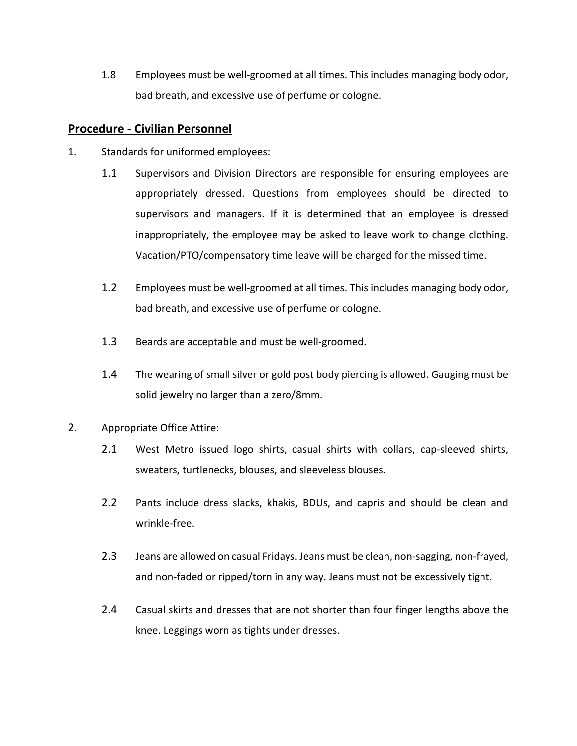1.8 Employees must be well-groomed at all times. This includes managing body odor, bad breath, and excessive use of perfume or cologne.

## Procedure - Civilian Personnel

1. Standards for uniformed employees:

   1.1 Supervisors and Division Directors are responsible for ensuring employees are appropriately dressed. Questions from employees should be directed to supervisors and managers. If it is determined that an employee is dressed inappropriately, the employee may be asked to leave work to change clothing. Vacation/PTO/compensatory time leave will be charged for the missed time.

   1.2 Employees must be well-groomed at all times. This includes managing body odor, bad breath, and excessive use of perfume or cologne.

   1.3 Beards are acceptable and must be well-groomed.

   1.4 The wearing of small silver or gold post body piercing is allowed. Gauging must be solid jewelry no larger than a zero/8mm.

2. Appropriate Office Attire:

   2.1 West Metro issued logo shirts, casual shirts with collars, cap-sleeved shirts, sweaters, turtlenecks, blouses, and sleeveless blouses.

   2.2 Pants include dress slacks, khakis, BDUs, and capris and should be clean and wrinkle-free.

   2.3 Jeans are allowed on casual Fridays. Jeans must be clean, non-sagging, non-frayed, and non-faded or ripped/torn in any way. Jeans must not be excessively tight.

   2.4 Casual skirts and dresses that are not shorter than four finger lengths above the knee. Leggings worn as tights under dresses.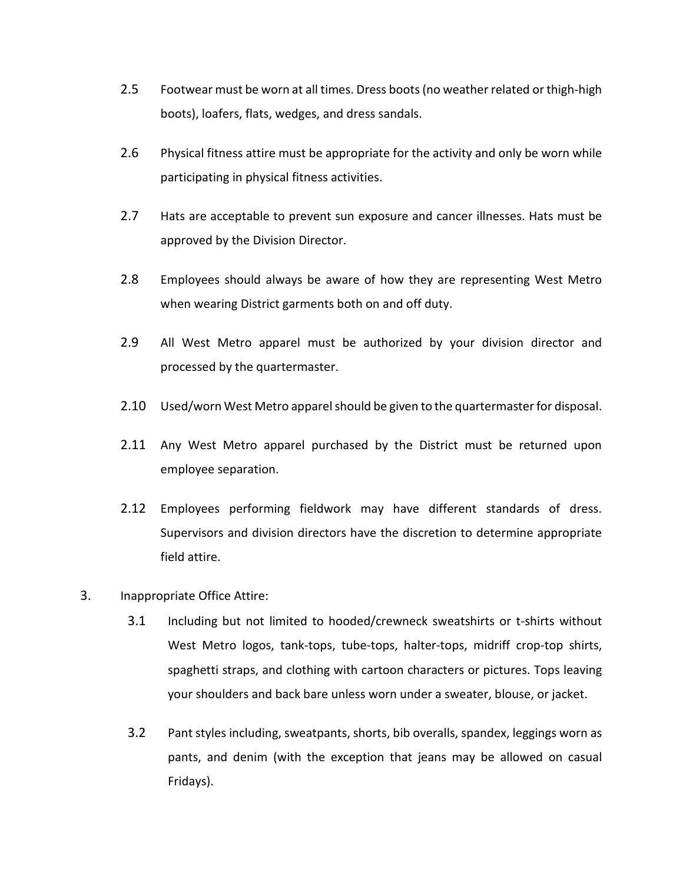2.5 Footwear must be worn at all times. Dress boots (no weather related or thigh-high boots), loafers, flats, wedges, and dress sandals.

2.6 Physical fitness attire must be appropriate for the activity and only be worn while participating in physical fitness activities.

2.7 Hats are acceptable to prevent sun exposure and cancer illnesses. Hats must be approved by the Division Director.

2.8 Employees should always be aware of how they are representing West Metro when wearing District garments both on and off duty.

2.9 All West Metro apparel must be authorized by your division director and processed by the quartermaster.

2.10 Used/worn West Metro apparel should be given to the quartermaster for disposal.

2.11 Any West Metro apparel purchased by the District must be returned upon employee separation.

2.12 Employees performing fieldwork may have different standards of dress. Supervisors and division directors have the discretion to determine appropriate field attire.

3. Inappropriate Office Attire:

   3.1 Including but not limited to hooded/crewneck sweatshirts or t-shirts without West Metro logos, tank-tops, tube-tops, halter-tops, midriff crop-top shirts, spaghetti straps, and clothing with cartoon characters or pictures. Tops leaving your shoulders and back bare unless worn under a sweater, blouse, or jacket.

   3.2 Pant styles including, sweatpants, shorts, bib overalls, spandex, leggings worn as pants, and denim (with the exception that jeans may be allowed on casual Fridays).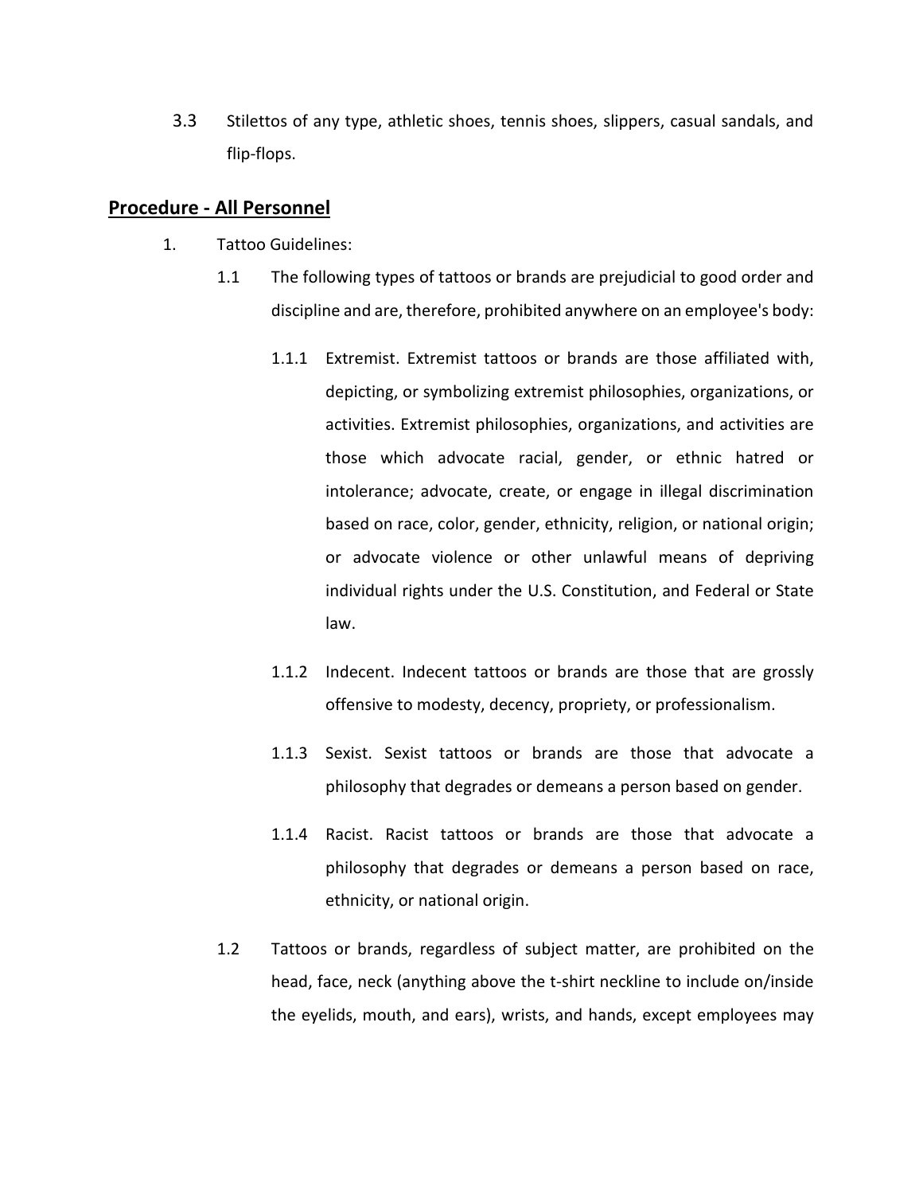3.3 Stilettos of any type, athletic shoes, tennis shoes, slippers, casual sandals, and flip-flops.

## Procedure - All Personnel

1. Tattoo Guidelines:

    1.1 The following types of tattoos or brands are prejudicial to good order and discipline and are, therefore, prohibited anywhere on an employee's body:

    1.1.1 Extremist. Extremist tattoos or brands are those affiliated with, depicting, or symbolizing extremist philosophies, organizations, or activities. Extremist philosophies, organizations, and activities are those which advocate racial, gender, or ethnic hatred or intolerance; advocate, create, or engage in illegal discrimination based on race, color, gender, ethnicity, religion, or national origin; or advocate violence or other unlawful means of depriving individual rights under the U.S. Constitution, and Federal or State law.

    1.1.2 Indecent. Indecent tattoos or brands are those that are grossly offensive to modesty, decency, propriety, or professionalism.

    1.1.3 Sexist. Sexist tattoos or brands are those that advocate a philosophy that degrades or demeans a person based on gender.

    1.1.4 Racist. Racist tattoos or brands are those that advocate a philosophy that degrades or demeans a person based on race, ethnicity, or national origin.

    1.2 Tattoos or brands, regardless of subject matter, are prohibited on the head, face, neck (anything above the t-shirt neckline to include on/inside the eyelids, mouth, and ears), wrists, and hands, except employees may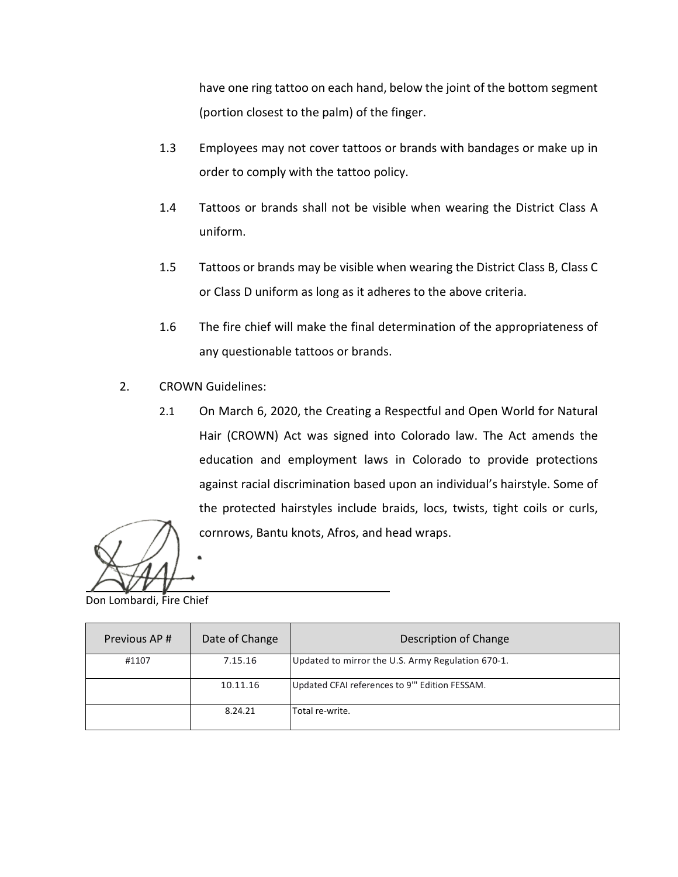have one ring tattoo on each hand, below the joint of the bottom segment (portion closest to the palm) of the finger.

1.3 Employees may not cover tattoos or brands with bandages or make up in order to comply with the tattoo policy.

1.4 Tattoos or brands shall not be visible when wearing the District Class A uniform.

1.5 Tattoos or brands may be visible when wearing the District Class B, Class C or Class D uniform as long as it adheres to the above criteria.

1.6 The fire chief will make the final determination of the appropriateness of any questionable tattoos or brands.

2. CROWN Guidelines:

2.1 On March 6, 2020, the Creating a Respectful and Open World for Natural Hair (CROWN) Act was signed into Colorado law. The Act amends the education and employment laws in Colorado to provide protections against racial discrimination based upon an individual's hairstyle. Some of the protected hairstyles include braids, locs, twists, tight coils or curls, cornrows, Bantu knots, Afros, and head wraps.

Don Lombardi, Fire Chief

| Previous AP # | Date of Change | Description of Change |
|---|---|---|
| #1107 | 7.15.16 | Updated to mirror the U.S. Army Regulation 670-1. |
| | 10.11.16 | Updated CFAI references to 9th Edition FESSAM. |
| | 8.24.21 | Total re-write. |